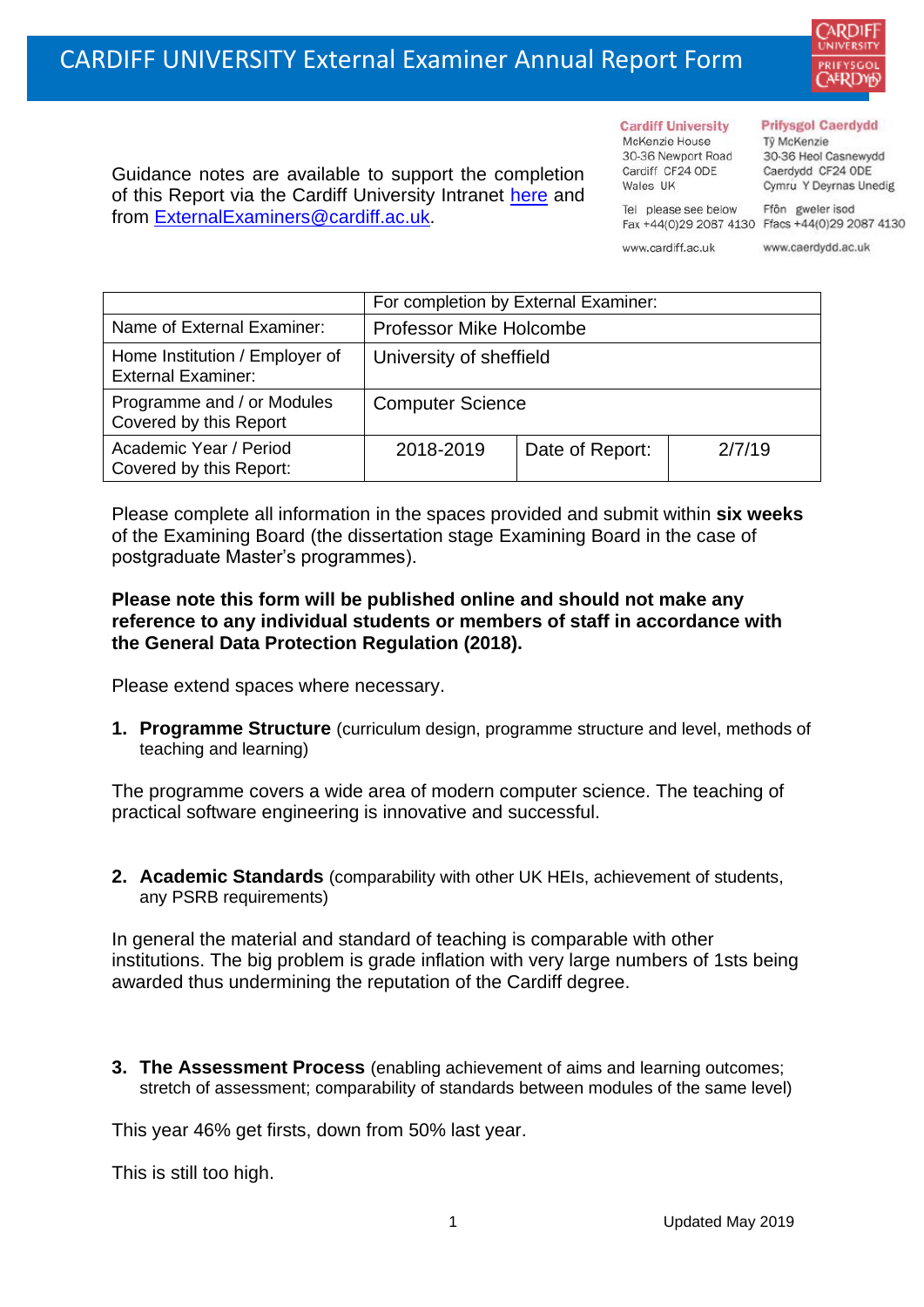# CARDIFF UNIVERSITY External Examiner Annual Report Form

Guidance notes are available to support the completion of this Report via the Cardiff University Intranet here and from ExternalExaminers@cardiff.ac.uk.

**Cardiff University**
McKenzie House
30-36 Newport Road
Cardiff CF24 0DE
Wales UK

Tel please see below
Fax +44(0)29 2087 4130

www.cardiff.ac.uk

**Prifysgol Caerdydd**
Tŷ McKenzie
30-36 Heol Casnewydd
Caerdydd CF24 0DE
Cymru Y Deyrnas Unedig

Ffôn gweler isod
Ffacs +44(0)29 2087 4130

www.caerdydd.ac.uk

| | For completion by External Examiner: | | |
|---|---|---|---|
| Name of External Examiner: | Professor Mike Holcombe | | |
| Home Institution / Employer of External Examiner: | University of sheffield | | |
| Programme and / or Modules Covered by this Report | Computer Science | | |
| Academic Year / Period Covered by this Report: | 2018-2019 | Date of Report: | 2/7/19 |

Please complete all information in the spaces provided and submit within **six weeks** of the Examining Board (the dissertation stage Examining Board in the case of postgraduate Master's programmes).

**Please note this form will be published online and should not make any reference to any individual students or members of staff in accordance with the General Data Protection Regulation (2018).**

Please extend spaces where necessary.

1. **Programme Structure** (curriculum design, programme structure and level, methods of teaching and learning)

The programme covers a wide area of modern computer science. The teaching of practical software engineering is innovative and successful.

2. **Academic Standards** (comparability with other UK HEIs, achievement of students, any PSRB requirements)

In general the material and standard of teaching is comparable with other institutions. The big problem is grade inflation with very large numbers of 1sts being awarded thus undermining the reputation of the Cardiff degree.

3. **The Assessment Process** (enabling achievement of aims and learning outcomes; stretch of assessment; comparability of standards between modules of the same level)

This year 46% get firsts, down from 50% last year.

This is still too high.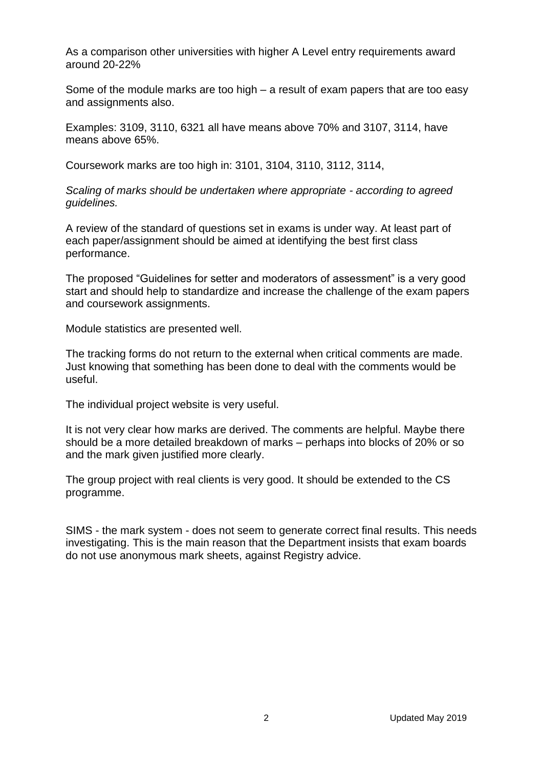As a comparison other universities with higher A Level entry requirements award around 20-22%

Some of the module marks are too high – a result of exam papers that are too easy and assignments also.

Examples: 3109, 3110, 6321 all have means above 70% and 3107, 3114, have means above 65%.

Coursework marks are too high in: 3101, 3104, 3110, 3112, 3114,

*Scaling of marks should be undertaken where appropriate - according to agreed guidelines.*

A review of the standard of questions set in exams is under way. At least part of each paper/assignment should be aimed at identifying the best first class performance.

The proposed "Guidelines for setter and moderators of assessment" is a very good start and should help to standardize and increase the challenge of the exam papers and coursework assignments.

Module statistics are presented well.

The tracking forms do not return to the external when critical comments are made. Just knowing that something has been done to deal with the comments would be useful.

The individual project website is very useful.

It is not very clear how marks are derived. The comments are helpful. Maybe there should be a more detailed breakdown of marks – perhaps into blocks of 20% or so and the mark given justified more clearly.

The group project with real clients is very good. It should be extended to the CS programme.

SIMS - the mark system - does not seem to generate correct final results. This needs investigating. This is the main reason that the Department insists that exam boards do not use anonymous mark sheets, against Registry advice.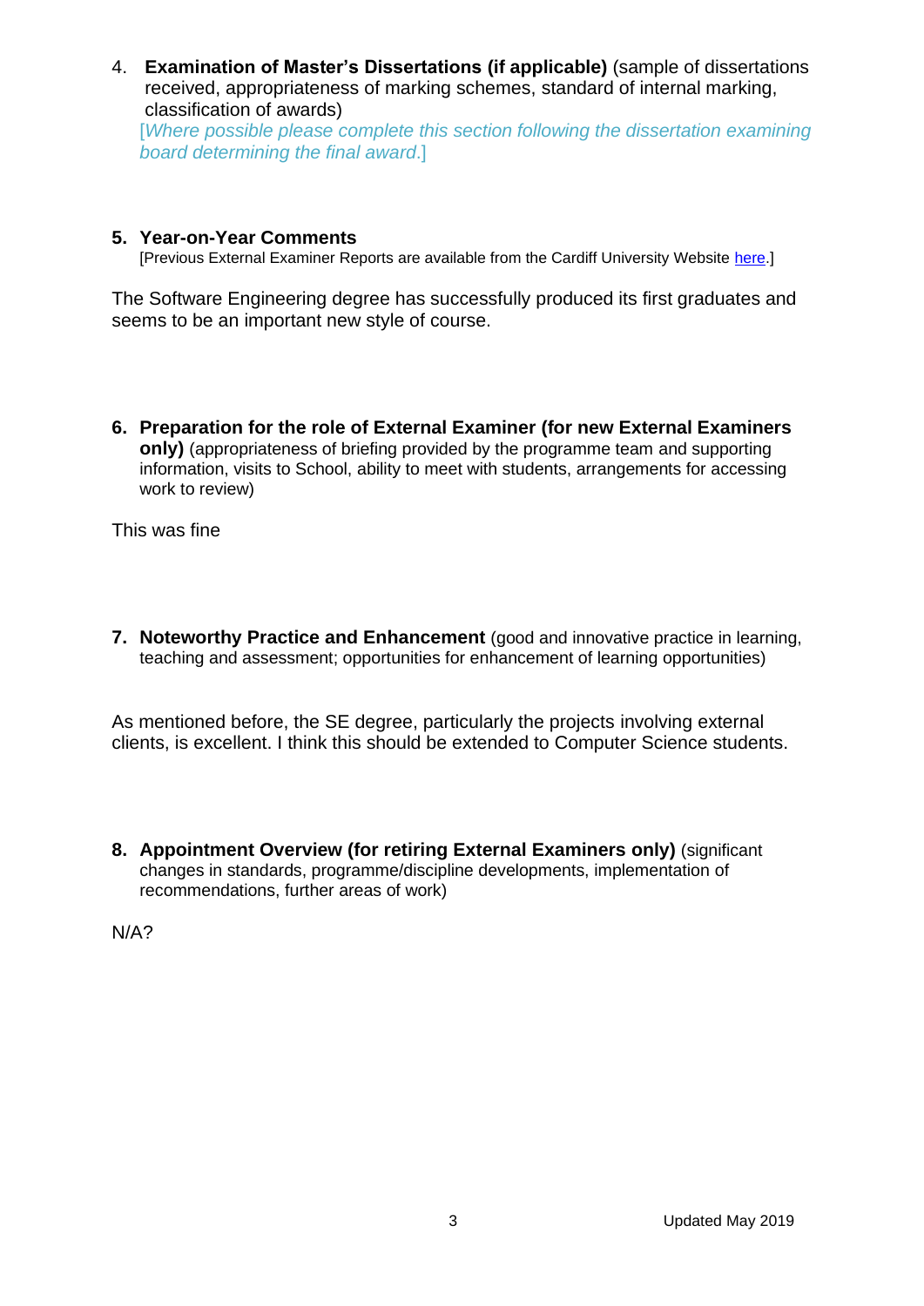4. **Examination of Master's Dissertations (if applicable)** (sample of dissertations received, appropriateness of marking schemes, standard of internal marking, classification of awards)

   [*Where possible please complete this section following the dissertation examining board determining the final award*.]

5. **Year-on-Year Comments**

   [Previous External Examiner Reports are available from the Cardiff University Website here.]

The Software Engineering degree has successfully produced its first graduates and seems to be an important new style of course.

6. **Preparation for the role of External Examiner (for new External Examiners only)** (appropriateness of briefing provided by the programme team and supporting information, visits to School, ability to meet with students, arrangements for accessing work to review)

This was fine

7. **Noteworthy Practice and Enhancement** (good and innovative practice in learning, teaching and assessment; opportunities for enhancement of learning opportunities)

As mentioned before, the SE degree, particularly the projects involving external clients, is excellent. I think this should be extended to Computer Science students.

8. **Appointment Overview (for retiring External Examiners only)** (significant changes in standards, programme/discipline developments, implementation of recommendations, further areas of work)

N/A?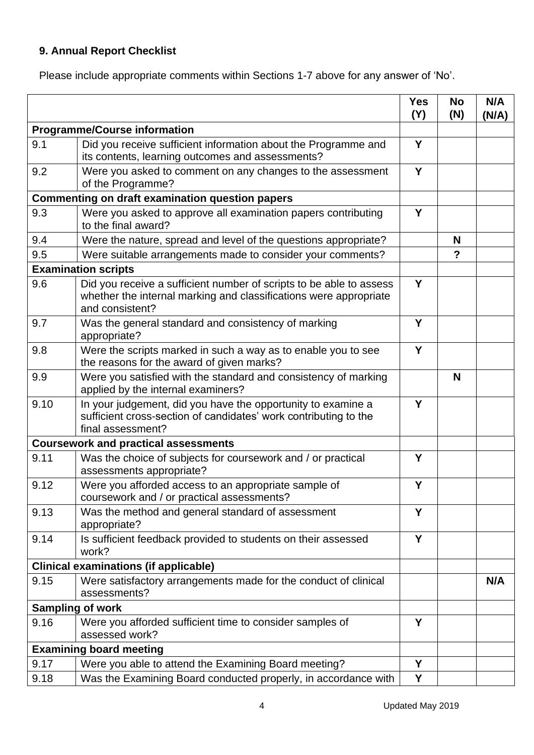## 9. Annual Report Checklist

Please include appropriate comments within Sections 1-7 above for any answer of 'No'.

| | | Yes (Y) | No (N) | N/A (N/A) |
|---|---|---|---|---|
| **Programme/Course information** | | | | |
| 9.1 | Did you receive sufficient information about the Programme and its contents, learning outcomes and assessments? | **Y** | | |
| 9.2 | Were you asked to comment on any changes to the assessment of the Programme? | **Y** | | |
| **Commenting on draft examination question papers** | | | | |
| 9.3 | Were you asked to approve all examination papers contributing to the final award? | **Y** | | |
| 9.4 | Were the nature, spread and level of the questions appropriate? | | **N** | |
| 9.5 | Were suitable arrangements made to consider your comments? | | **?** | |
| **Examination scripts** | | | | |
| 9.6 | Did you receive a sufficient number of scripts to be able to assess whether the internal marking and classifications were appropriate and consistent? | **Y** | | |
| 9.7 | Was the general standard and consistency of marking appropriate? | **Y** | | |
| 9.8 | Were the scripts marked in such a way as to enable you to see the reasons for the award of given marks? | **Y** | | |
| 9.9 | Were you satisfied with the standard and consistency of marking applied by the internal examiners? | | **N** | |
| 9.10 | In your judgement, did you have the opportunity to examine a sufficient cross-section of candidates' work contributing to the final assessment? | **Y** | | |
| **Coursework and practical assessments** | | | | |
| 9.11 | Was the choice of subjects for coursework and / or practical assessments appropriate? | **Y** | | |
| 9.12 | Were you afforded access to an appropriate sample of coursework and / or practical assessments? | **Y** | | |
| 9.13 | Was the method and general standard of assessment appropriate? | **Y** | | |
| 9.14 | Is sufficient feedback provided to students on their assessed work? | **Y** | | |
| **Clinical examinations (if applicable)** | | | | |
| 9.15 | Were satisfactory arrangements made for the conduct of clinical assessments? | | | **N/A** |
| **Sampling of work** | | | | |
| 9.16 | Were you afforded sufficient time to consider samples of assessed work? | **Y** | | |
| **Examining board meeting** | | | | |
| 9.17 | Were you able to attend the Examining Board meeting? | **Y** | | |
| 9.18 | Was the Examining Board conducted properly, in accordance with | **Y** | | |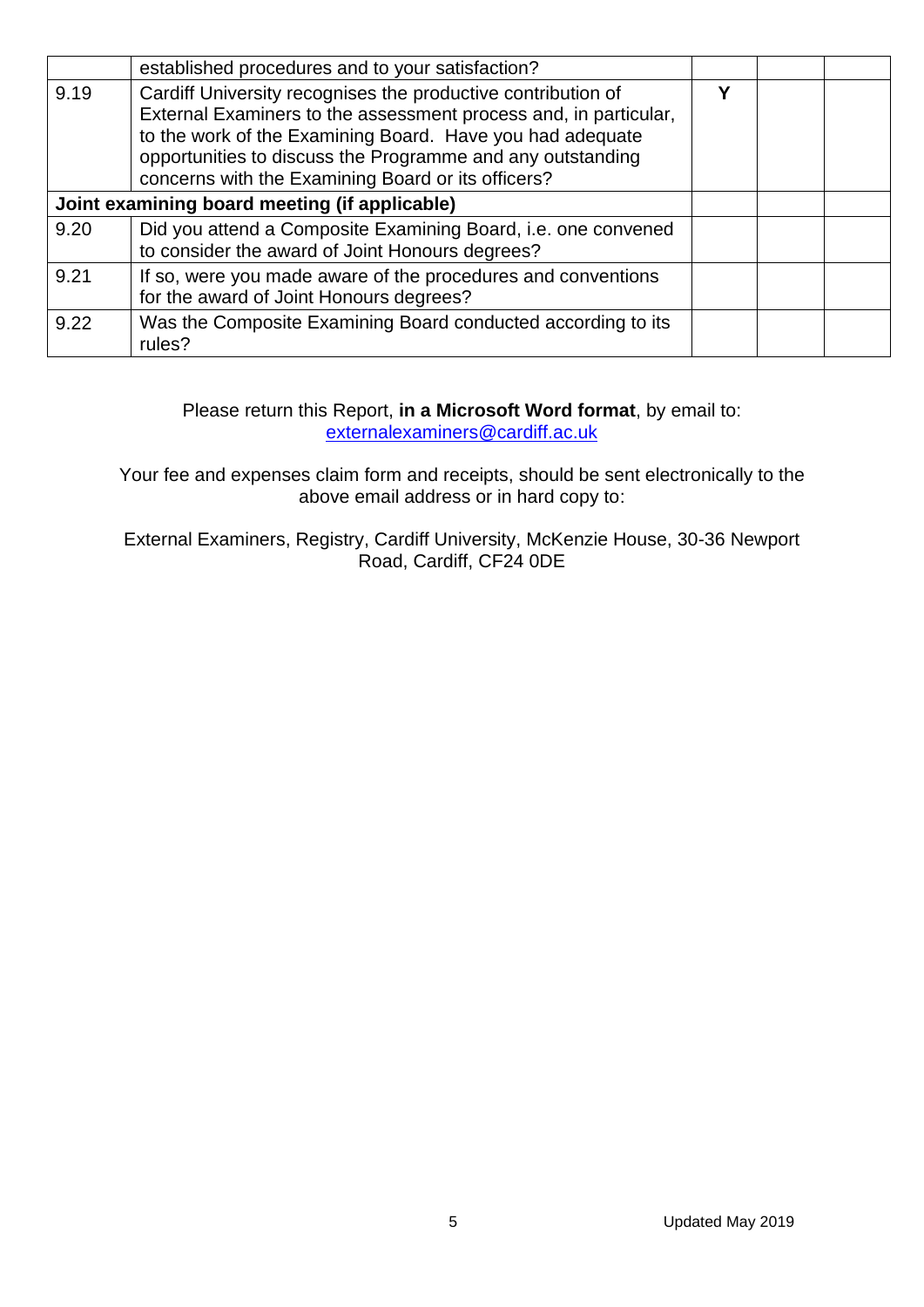| | | | | |
|---|---|---|---|---|
| | established procedures and to your satisfaction? | | | |
| 9.19 | Cardiff University recognises the productive contribution of External Examiners to the assessment process and, in particular, to the work of the Examining Board. Have you had adequate opportunities to discuss the Programme and any outstanding concerns with the Examining Board or its officers? | Y | | |
| **Joint examining board meeting (if applicable)** | | | | |
| 9.20 | Did you attend a Composite Examining Board, i.e. one convened to consider the award of Joint Honours degrees? | | | |
| 9.21 | If so, were you made aware of the procedures and conventions for the award of Joint Honours degrees? | | | |
| 9.22 | Was the Composite Examining Board conducted according to its rules? | | | |

Please return this Report, **in a Microsoft Word format**, by email to: externalexaminers@cardiff.ac.uk

Your fee and expenses claim form and receipts, should be sent electronically to the above email address or in hard copy to:

External Examiners, Registry, Cardiff University, McKenzie House, 30-36 Newport Road, Cardiff, CF24 0DE

Updated May 2019